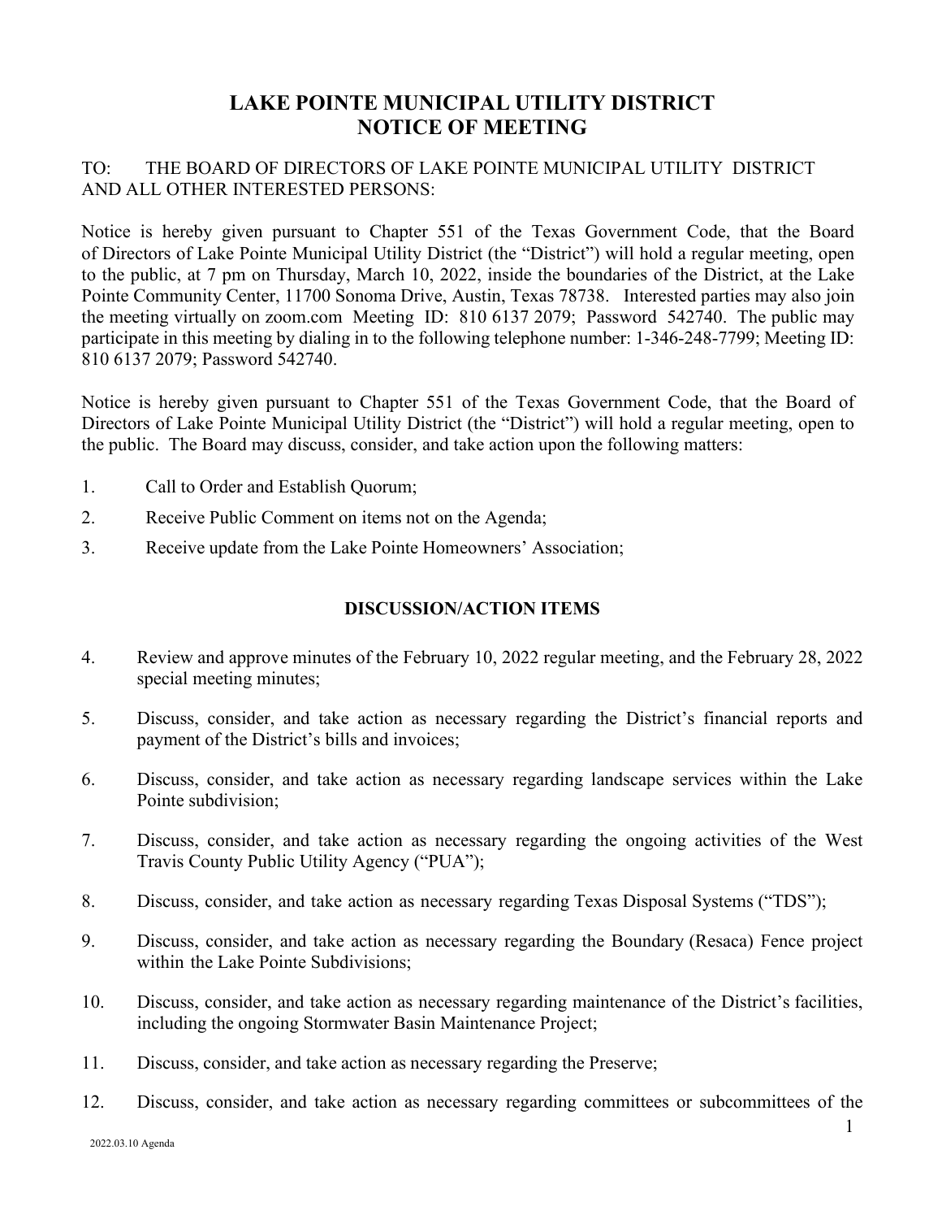# LAKE POINTE MUNICIPAL UTILITY DISTRICT
# NOTICE OF MEETING

TO: THE BOARD OF DIRECTORS OF LAKE POINTE MUNICIPAL UTILITY DISTRICT AND ALL OTHER INTERESTED PERSONS:

Notice is hereby given pursuant to Chapter 551 of the Texas Government Code, that the Board of Directors of Lake Pointe Municipal Utility District (the "District") will hold a regular meeting, open to the public, at 7 pm on Thursday, March 10, 2022, inside the boundaries of the District, at the Lake Pointe Community Center, 11700 Sonoma Drive, Austin, Texas 78738. Interested parties may also join the meeting virtually on zoom.com Meeting ID: 810 6137 2079; Password 542740. The public may participate in this meeting by dialing in to the following telephone number: 1-346-248-7799; Meeting ID: 810 6137 2079; Password 542740.

Notice is hereby given pursuant to Chapter 551 of the Texas Government Code, that the Board of Directors of Lake Pointe Municipal Utility District (the "District") will hold a regular meeting, open to the public. The Board may discuss, consider, and take action upon the following matters:

1. Call to Order and Establish Quorum;
2. Receive Public Comment on items not on the Agenda;
3. Receive update from the Lake Pointe Homeowners' Association;

## DISCUSSION/ACTION ITEMS

4. Review and approve minutes of the February 10, 2022 regular meeting, and the February 28, 2022 special meeting minutes;
5. Discuss, consider, and take action as necessary regarding the District's financial reports and payment of the District's bills and invoices;
6. Discuss, consider, and take action as necessary regarding landscape services within the Lake Pointe subdivision;
7. Discuss, consider, and take action as necessary regarding the ongoing activities of the West Travis County Public Utility Agency ("PUA");
8. Discuss, consider, and take action as necessary regarding Texas Disposal Systems ("TDS");
9. Discuss, consider, and take action as necessary regarding the Boundary (Resaca) Fence project within the Lake Pointe Subdivisions;
10. Discuss, consider, and take action as necessary regarding maintenance of the District's facilities, including the ongoing Stormwater Basin Maintenance Project;
11. Discuss, consider, and take action as necessary regarding the Preserve;
12. Discuss, consider, and take action as necessary regarding committees or subcommittees of the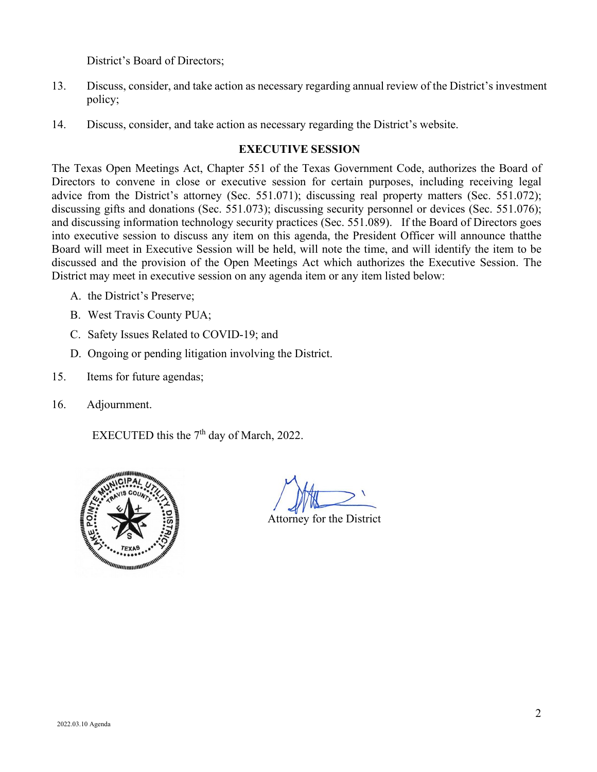District's Board of Directors;

13. Discuss, consider, and take action as necessary regarding annual review of the District's investment policy;

14. Discuss, consider, and take action as necessary regarding the District's website.

**EXECUTIVE SESSION**

The Texas Open Meetings Act, Chapter 551 of the Texas Government Code, authorizes the Board of Directors to convene in close or executive session for certain purposes, including receiving legal advice from the District's attorney (Sec. 551.071); discussing real property matters (Sec. 551.072); discussing gifts and donations (Sec. 551.073); discussing security personnel or devices (Sec. 551.076); and discussing information technology security practices (Sec. 551.089). If the Board of Directors goes into executive session to discuss any item on this agenda, the President Officer will announce thatthe Board will meet in Executive Session will be held, will note the time, and will identify the item to be discussed and the provision of the Open Meetings Act which authorizes the Executive Session. The District may meet in executive session on any agenda item or any item listed below:

A. the District's Preserve;
B. West Travis County PUA;
C. Safety Issues Related to COVID-19; and
D. Ongoing or pending litigation involving the District.

15. Items for future agendas;

16. Adjournment.

EXECUTED this the 7th day of March, 2022.

LAKE POINTE MUNICIPAL UTILITY DISTRICT TRAVIS COUNTY TEXAS

Attorney for the District

2022.03.10 Agenda